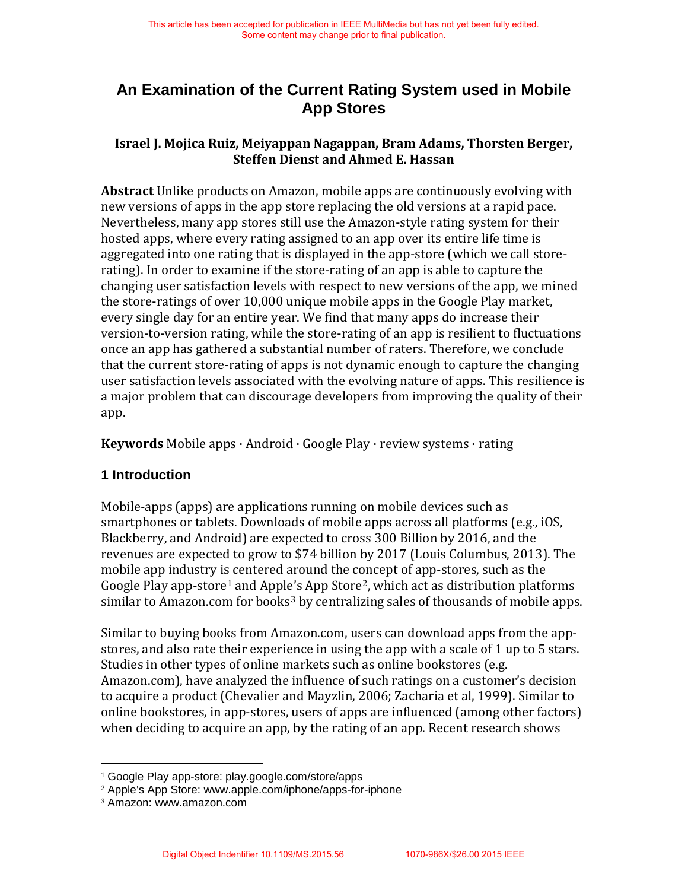# An Examination of the Current Rating System used in Mobile App Stores

**Israel J. Mojica Ruiz, Meiyappan Nagappan, Bram Adams, Thorsten Berger, Steffen Dienst and Ahmed E. Hassan**

**Abstract** Unlike products on Amazon, mobile apps are continuously evolving with new versions of apps in the app store replacing the old versions at a rapid pace. Nevertheless, many app stores still use the Amazon-style rating system for their hosted apps, where every rating assigned to an app over its entire life time is aggregated into one rating that is displayed in the app-store (which we call store-rating). In order to examine if the store-rating of an app is able to capture the changing user satisfaction levels with respect to new versions of the app, we mined the store-ratings of over 10,000 unique mobile apps in the Google Play market, every single day for an entire year. We find that many apps do increase their version-to-version rating, while the store-rating of an app is resilient to fluctuations once an app has gathered a substantial number of raters. Therefore, we conclude that the current store-rating of apps is not dynamic enough to capture the changing user satisfaction levels associated with the evolving nature of apps. This resilience is a major problem that can discourage developers from improving the quality of their app.

**Keywords** Mobile apps · Android · Google Play · review systems · rating

## 1 Introduction

Mobile-apps (apps) are applications running on mobile devices such as smartphones or tablets. Downloads of mobile apps across all platforms (e.g., iOS, Blackberry, and Android) are expected to cross 300 Billion by 2016, and the revenues are expected to grow to $74 billion by 2017 (Louis Columbus, 2013). The mobile app industry is centered around the concept of app-stores, such as the Google Play app-store[1] and Apple's App Store[2], which act as distribution platforms similar to Amazon.com for books[3] by centralizing sales of thousands of mobile apps.

Similar to buying books from Amazon.com, users can download apps from the app-stores, and also rate their experience in using the app with a scale of 1 up to 5 stars. Studies in other types of online markets such as online bookstores (e.g. Amazon.com), have analyzed the influence of such ratings on a customer's decision to acquire a product (Chevalier and Mayzlin, 2006; Zacharia et al, 1999). Similar to online bookstores, in app-stores, users of apps are influenced (among other factors) when deciding to acquire an app, by the rating of an app. Recent research shows

---

[1] Google Play app-store: play.google.com/store/apps

[2] Apple's App Store: www.apple.com/iphone/apps-for-iphone

[3] Amazon: www.amazon.com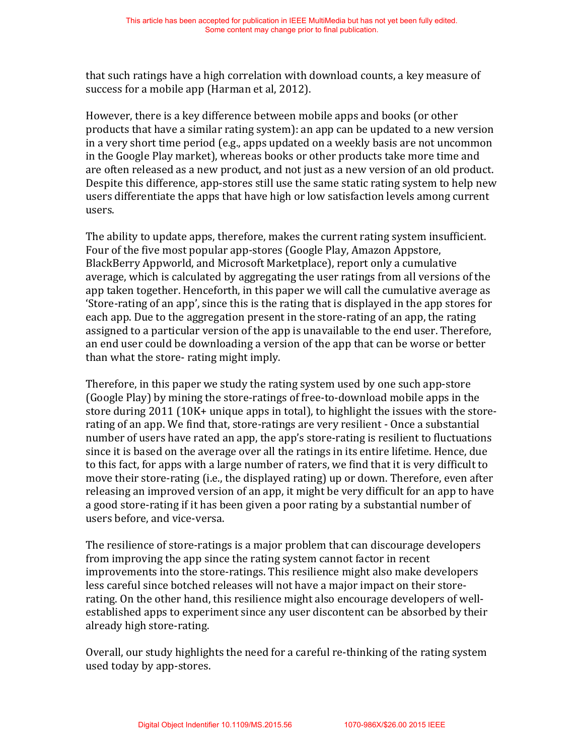that such ratings have a high correlation with download counts, a key measure of success for a mobile app (Harman et al, 2012).

However, there is a key difference between mobile apps and books (or other products that have a similar rating system): an app can be updated to a new version in a very short time period (e.g., apps updated on a weekly basis are not uncommon in the Google Play market), whereas books or other products take more time and are often released as a new product, and not just as a new version of an old product. Despite this difference, app-stores still use the same static rating system to help new users differentiate the apps that have high or low satisfaction levels among current users.

The ability to update apps, therefore, makes the current rating system insufficient. Four of the five most popular app-stores (Google Play, Amazon Appstore, BlackBerry Appworld, and Microsoft Marketplace), report only a cumulative average, which is calculated by aggregating the user ratings from all versions of the app taken together. Henceforth, in this paper we will call the cumulative average as 'Store-rating of an app', since this is the rating that is displayed in the app stores for each app. Due to the aggregation present in the store-rating of an app, the rating assigned to a particular version of the app is unavailable to the end user. Therefore, an end user could be downloading a version of the app that can be worse or better than what the store- rating might imply.

Therefore, in this paper we study the rating system used by one such app-store (Google Play) by mining the store-ratings of free-to-download mobile apps in the store during 2011 (10K+ unique apps in total), to highlight the issues with the store-rating of an app. We find that, store-ratings are very resilient - Once a substantial number of users have rated an app, the app's store-rating is resilient to fluctuations since it is based on the average over all the ratings in its entire lifetime. Hence, due to this fact, for apps with a large number of raters, we find that it is very difficult to move their store-rating (i.e., the displayed rating) up or down. Therefore, even after releasing an improved version of an app, it might be very difficult for an app to have a good store-rating if it has been given a poor rating by a substantial number of users before, and vice-versa.

The resilience of store-ratings is a major problem that can discourage developers from improving the app since the rating system cannot factor in recent improvements into the store-ratings. This resilience might also make developers less careful since botched releases will not have a major impact on their store-rating. On the other hand, this resilience might also encourage developers of well-established apps to experiment since any user discontent can be absorbed by their already high store-rating.

Overall, our study highlights the need for a careful re-thinking of the rating system used today by app-stores.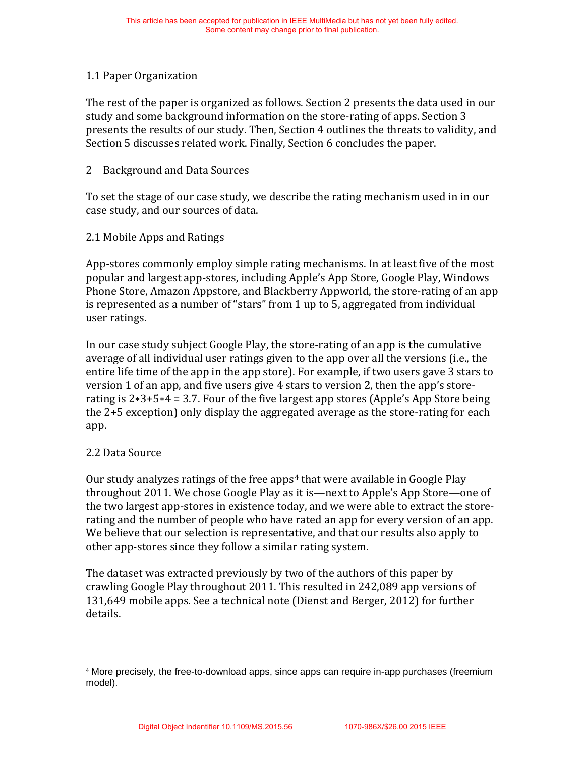### 1.1 Paper Organization

The rest of the paper is organized as follows. Section 2 presents the data used in our study and some background information on the store-rating of apps. Section 3 presents the results of our study. Then, Section 4 outlines the threats to validity, and Section 5 discusses related work. Finally, Section 6 concludes the paper.

## 2 Background and Data Sources

To set the stage of our case study, we describe the rating mechanism used in in our case study, and our sources of data.

### 2.1 Mobile Apps and Ratings

App-stores commonly employ simple rating mechanisms. In at least five of the most popular and largest app-stores, including Apple's App Store, Google Play, Windows Phone Store, Amazon Appstore, and Blackberry Appworld, the store-rating of an app is represented as a number of "stars" from 1 up to 5, aggregated from individual user ratings.

In our case study subject Google Play, the store-rating of an app is the cumulative average of all individual user ratings given to the app over all the versions (i.e., the entire life time of the app in the app store). For example, if two users gave 3 stars to version 1 of an app, and five users give 4 stars to version 2, then the app's store-rating is $\frac{2*3+5*4}{2+5} = 3.7$. Four of the five largest app stores (Apple's App Store being the exception) only display the aggregated average as the store-rating for each app.

### 2.2 Data Source

Our study analyzes ratings of the free apps[4] that were available in Google Play throughout 2011. We chose Google Play as it is—next to Apple's App Store—one of the two largest app-stores in existence today, and we were able to extract the store-rating and the number of people who have rated an app for every version of an app. We believe that our selection is representative, and that our results also apply to other app-stores since they follow a similar rating system.

The dataset was extracted previously by two of the authors of this paper by crawling Google Play throughout 2011. This resulted in 242,089 app versions of 131,649 mobile apps. See a technical note (Dienst and Berger, 2012) for further details.

---

[4] More precisely, the free-to-download apps, since apps can require in-app purchases (freemium model).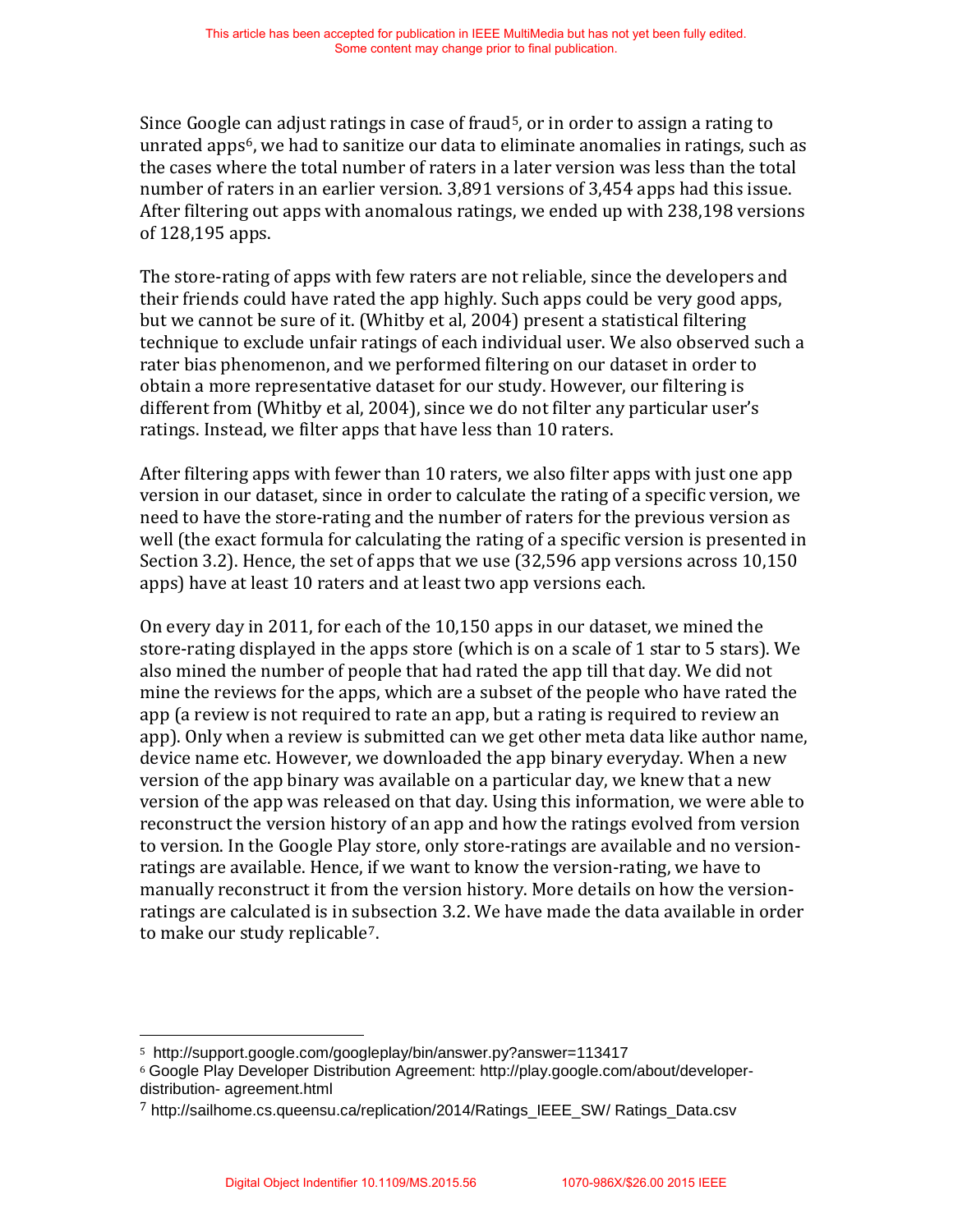Since Google can adjust ratings in case of fraud[5], or in order to assign a rating to unrated apps[6], we had to sanitize our data to eliminate anomalies in ratings, such as the cases where the total number of raters in a later version was less than the total number of raters in an earlier version. 3,891 versions of 3,454 apps had this issue. After filtering out apps with anomalous ratings, we ended up with 238,198 versions of 128,195 apps.

The store-rating of apps with few raters are not reliable, since the developers and their friends could have rated the app highly. Such apps could be very good apps, but we cannot be sure of it. (Whitby et al, 2004) present a statistical filtering technique to exclude unfair ratings of each individual user. We also observed such a rater bias phenomenon, and we performed filtering on our dataset in order to obtain a more representative dataset for our study. However, our filtering is different from (Whitby et al, 2004), since we do not filter any particular user's ratings. Instead, we filter apps that have less than 10 raters.

After filtering apps with fewer than 10 raters, we also filter apps with just one app version in our dataset, since in order to calculate the rating of a specific version, we need to have the store-rating and the number of raters for the previous version as well (the exact formula for calculating the rating of a specific version is presented in Section 3.2). Hence, the set of apps that we use (32,596 app versions across 10,150 apps) have at least 10 raters and at least two app versions each.

On every day in 2011, for each of the 10,150 apps in our dataset, we mined the store-rating displayed in the apps store (which is on a scale of 1 star to 5 stars). We also mined the number of people that had rated the app till that day. We did not mine the reviews for the apps, which are a subset of the people who have rated the app (a review is not required to rate an app, but a rating is required to review an app). Only when a review is submitted can we get other meta data like author name, device name etc. However, we downloaded the app binary everyday. When a new version of the app binary was available on a particular day, we knew that a new version of the app was released on that day. Using this information, we were able to reconstruct the version history of an app and how the ratings evolved from version to version. In the Google Play store, only store-ratings are available and no version-ratings are available. Hence, if we want to know the version-rating, we have to manually reconstruct it from the version history. More details on how the version-ratings are calculated is in subsection 3.2. We have made the data available in order to make our study replicable[7].

---

[5] http://support.google.com/googleplay/bin/answer.py?answer=113417

[6] Google Play Developer Distribution Agreement: http://play.google.com/about/developer-distribution- agreement.html

[7] http://sailhome.cs.queensu.ca/replication/2014/Ratings_IEEE_SW/ Ratings_Data.csv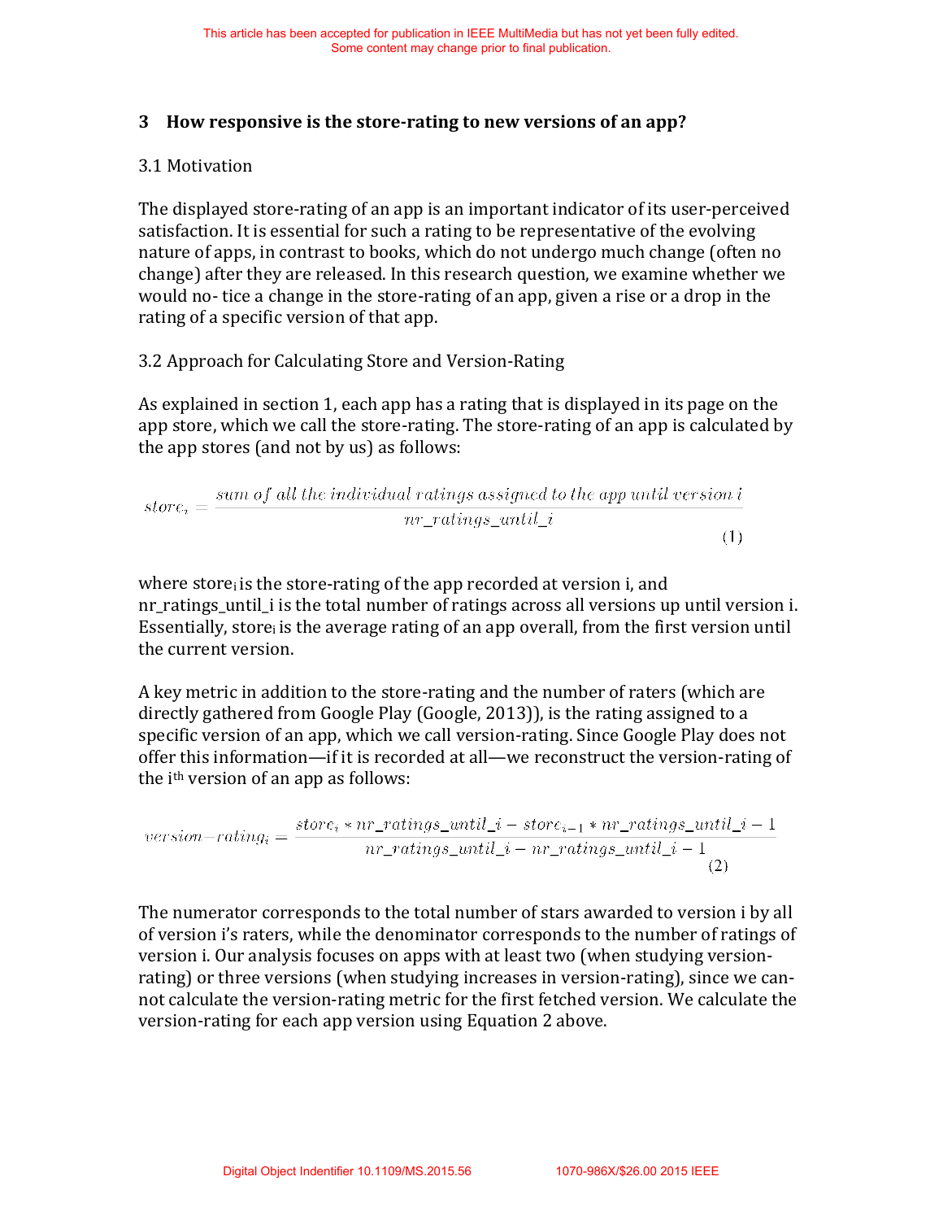## 3 How responsive is the store-rating to new versions of an app?

### 3.1 Motivation

The displayed store-rating of an app is an important indicator of its user-perceived satisfaction. It is essential for such a rating to be representative of the evolving nature of apps, in contrast to books, which do not undergo much change (often no change) after they are released. In this research question, we examine whether we would no- tice a change in the store-rating of an app, given a rise or a drop in the rating of a specific version of that app.

### 3.2 Approach for Calculating Store and Version-Rating

As explained in section 1, each app has a rating that is displayed in its page on the app store, which we call the store-rating. The store-rating of an app is calculated by the app stores (and not by us) as follows:

$$store_i = \frac{sum\ of\ all\ the\ individual\ ratings\ assigned\ to\ the\ app\ until\ version\ i}{nr\_ratings\_until\_i} \tag{1}$$

where $store_i$ is the store-rating of the app recorded at version i, and nr_ratings_until_i is the total number of ratings across all versions up until version i. Essentially, $store_i$ is the average rating of an app overall, from the first version until the current version.

A key metric in addition to the store-rating and the number of raters (which are directly gathered from Google Play (Google, 2013)), is the rating assigned to a specific version of an app, which we call version-rating. Since Google Play does not offer this information—if it is recorded at all—we reconstruct the version-rating of the $i^{th}$ version of an app as follows:

$$version{-}rating_i = \frac{store_i * nr\_ratings\_until\_i - store_{i-1} * nr\_ratings\_until\_i - 1}{nr\_ratings\_until\_i - nr\_ratings\_until\_i - 1} \tag{2}$$

The numerator corresponds to the total number of stars awarded to version i by all of version i's raters, while the denominator corresponds to the number of ratings of version i. Our analysis focuses on apps with at least two (when studying version-rating) or three versions (when studying increases in version-rating), since we can-not calculate the version-rating metric for the first fetched version. We calculate the version-rating for each app version using Equation 2 above.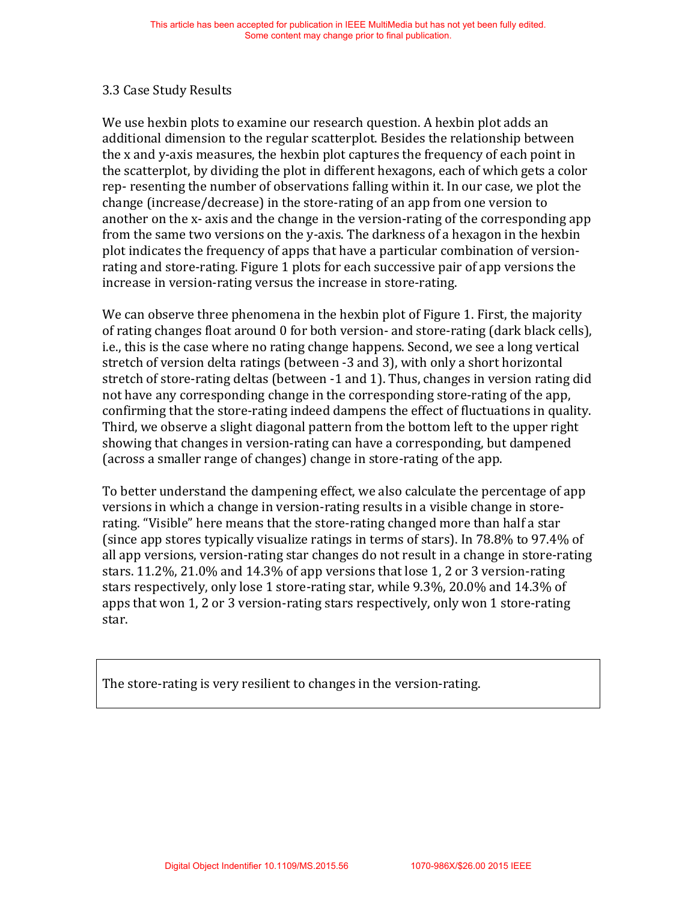### 3.3 Case Study Results

We use hexbin plots to examine our research question. A hexbin plot adds an additional dimension to the regular scatterplot. Besides the relationship between the x and y-axis measures, the hexbin plot captures the frequency of each point in the scatterplot, by dividing the plot in different hexagons, each of which gets a color rep- resenting the number of observations falling within it. In our case, we plot the change (increase/decrease) in the store-rating of an app from one version to another on the x- axis and the change in the version-rating of the corresponding app from the same two versions on the y-axis. The darkness of a hexagon in the hexbin plot indicates the frequency of apps that have a particular combination of version-rating and store-rating. Figure 1 plots for each successive pair of app versions the increase in version-rating versus the increase in store-rating.

We can observe three phenomena in the hexbin plot of Figure 1. First, the majority of rating changes float around 0 for both version- and store-rating (dark black cells), i.e., this is the case where no rating change happens. Second, we see a long vertical stretch of version delta ratings (between -3 and 3), with only a short horizontal stretch of store-rating deltas (between -1 and 1). Thus, changes in version rating did not have any corresponding change in the corresponding store-rating of the app, confirming that the store-rating indeed dampens the effect of fluctuations in quality. Third, we observe a slight diagonal pattern from the bottom left to the upper right showing that changes in version-rating can have a corresponding, but dampened (across a smaller range of changes) change in store-rating of the app.

To better understand the dampening effect, we also calculate the percentage of app versions in which a change in version-rating results in a visible change in store-rating. "Visible" here means that the store-rating changed more than half a star (since app stores typically visualize ratings in terms of stars). In 78.8% to 97.4% of all app versions, version-rating star changes do not result in a change in store-rating stars. 11.2%, 21.0% and 14.3% of app versions that lose 1, 2 or 3 version-rating stars respectively, only lose 1 store-rating star, while 9.3%, 20.0% and 14.3% of apps that won 1, 2 or 3 version-rating stars respectively, only won 1 store-rating star.

> The store-rating is very resilient to changes in the version-rating.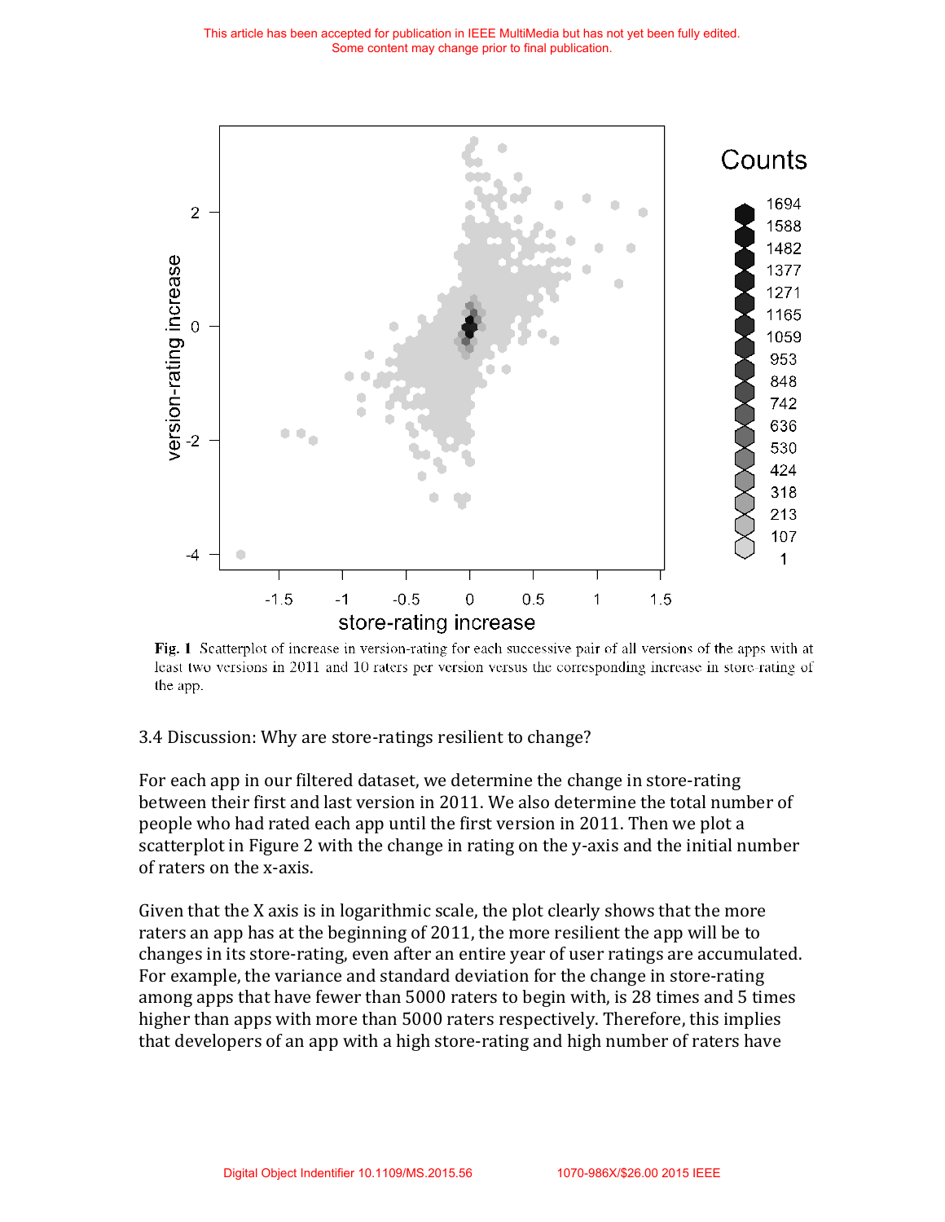Fig. 1 Scatterplot of increase in version-rating for each successive pair of all versions of the apps with at least two versions in 2011 and 10 raters per version versus the corresponding increase in store-rating of the app.

### 3.4 Discussion: Why are store-ratings resilient to change?

For each app in our filtered dataset, we determine the change in store-rating between their first and last version in 2011. We also determine the total number of people who had rated each app until the first version in 2011. Then we plot a scatterplot in Figure 2 with the change in rating on the y-axis and the initial number of raters on the x-axis.

Given that the X axis is in logarithmic scale, the plot clearly shows that the more raters an app has at the beginning of 2011, the more resilient the app will be to changes in its store-rating, even after an entire year of user ratings are accumulated. For example, the variance and standard deviation for the change in store-rating among apps that have fewer than 5000 raters to begin with, is 28 times and 5 times higher than apps with more than 5000 raters respectively. Therefore, this implies that developers of an app with a high store-rating and high number of raters have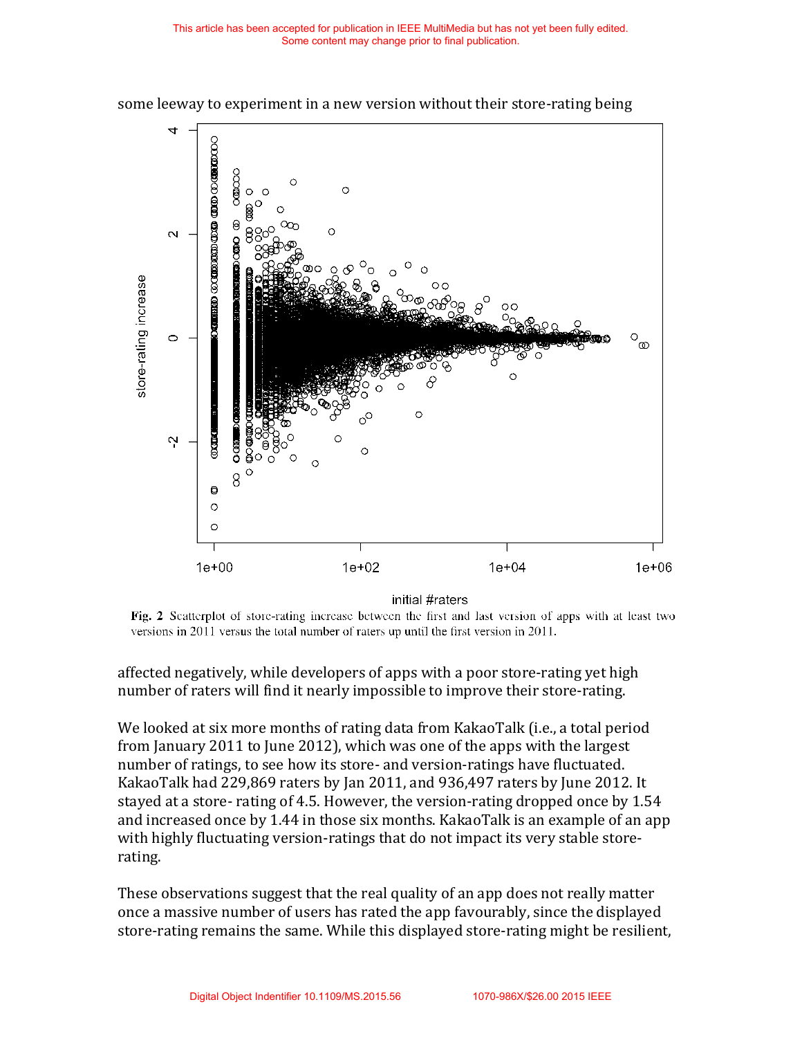some leeway to experiment in a new version without their store-rating being

**Fig. 2** Scatterplot of store-rating increase between the first and last version of apps with at least two versions in 2011 versus the total number of raters up until the first version in 2011.

affected negatively, while developers of apps with a poor store-rating yet high number of raters will find it nearly impossible to improve their store-rating.

We looked at six more months of rating data from KakaoTalk (i.e., a total period from January 2011 to June 2012), which was one of the apps with the largest number of ratings, to see how its store- and version-ratings have fluctuated. KakaoTalk had 229,869 raters by Jan 2011, and 936,497 raters by June 2012. It stayed at a store- rating of 4.5. However, the version-rating dropped once by 1.54 and increased once by 1.44 in those six months. KakaoTalk is an example of an app with highly fluctuating version-ratings that do not impact its very stable store-rating.

These observations suggest that the real quality of an app does not really matter once a massive number of users has rated the app favourably, since the displayed store-rating remains the same. While this displayed store-rating might be resilient,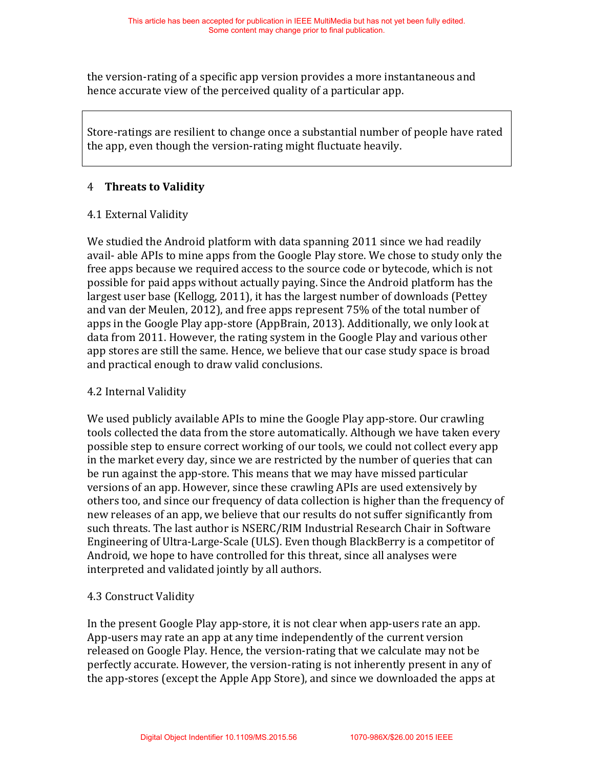the version-rating of a specific app version provides a more instantaneous and hence accurate view of the perceived quality of a particular app.

> Store-ratings are resilient to change once a substantial number of people have rated the app, even though the version-rating might fluctuate heavily.

## 4 Threats to Validity

### 4.1 External Validity

We studied the Android platform with data spanning 2011 since we had readily avail- able APIs to mine apps from the Google Play store. We chose to study only the free apps because we required access to the source code or bytecode, which is not possible for paid apps without actually paying. Since the Android platform has the largest user base (Kellogg, 2011), it has the largest number of downloads (Pettey and van der Meulen, 2012), and free apps represent 75% of the total number of apps in the Google Play app-store (AppBrain, 2013). Additionally, we only look at data from 2011. However, the rating system in the Google Play and various other app stores are still the same. Hence, we believe that our case study space is broad and practical enough to draw valid conclusions.

### 4.2 Internal Validity

We used publicly available APIs to mine the Google Play app-store. Our crawling tools collected the data from the store automatically. Although we have taken every possible step to ensure correct working of our tools, we could not collect every app in the market every day, since we are restricted by the number of queries that can be run against the app-store. This means that we may have missed particular versions of an app. However, since these crawling APIs are used extensively by others too, and since our frequency of data collection is higher than the frequency of new releases of an app, we believe that our results do not suffer significantly from such threats. The last author is NSERC/RIM Industrial Research Chair in Software Engineering of Ultra-Large-Scale (ULS). Even though BlackBerry is a competitor of Android, we hope to have controlled for this threat, since all analyses were interpreted and validated jointly by all authors.

### 4.3 Construct Validity

In the present Google Play app-store, it is not clear when app-users rate an app. App-users may rate an app at any time independently of the current version released on Google Play. Hence, the version-rating that we calculate may not be perfectly accurate. However, the version-rating is not inherently present in any of the app-stores (except the Apple App Store), and since we downloaded the apps at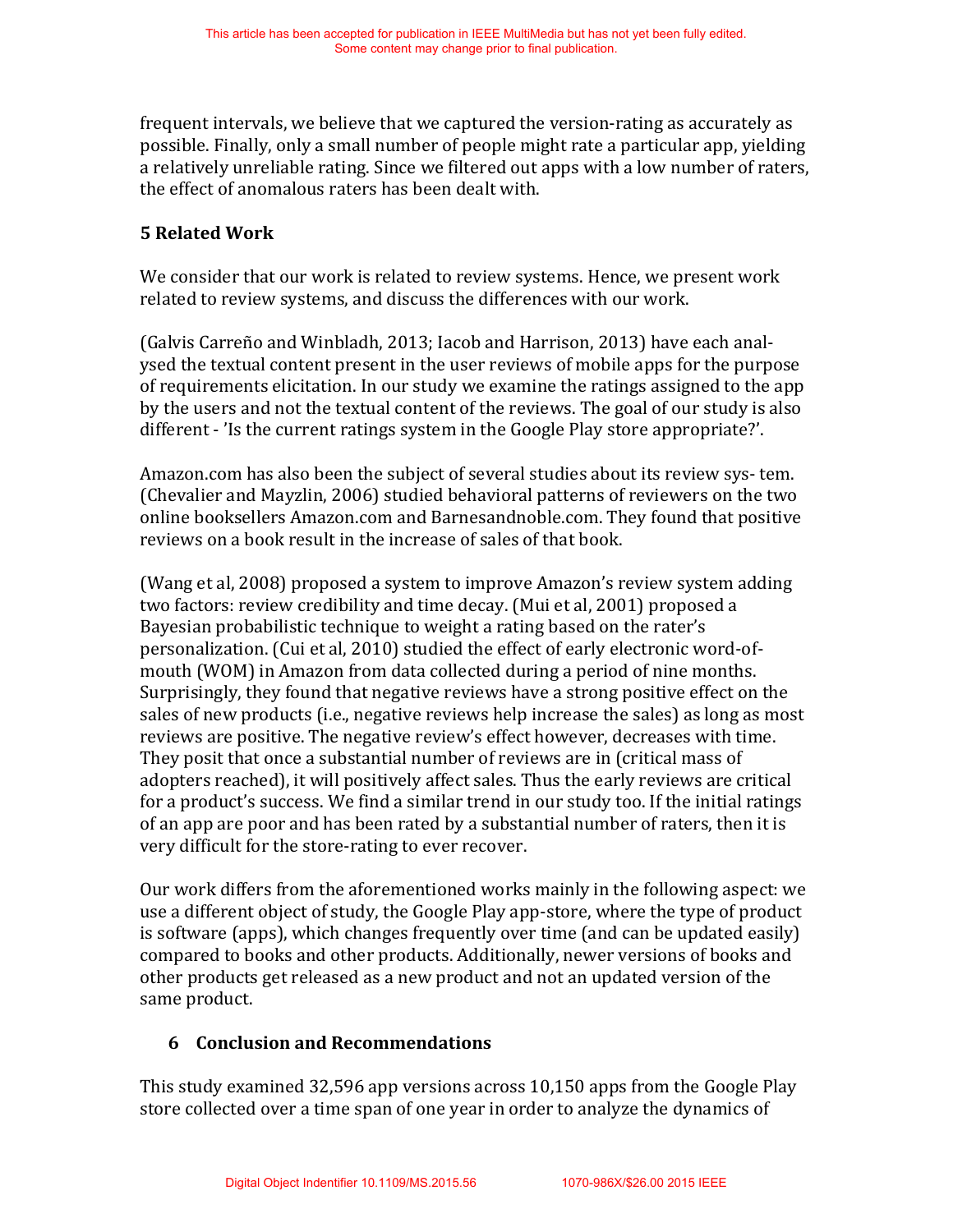frequent intervals, we believe that we captured the version-rating as accurately as possible. Finally, only a small number of people might rate a particular app, yielding a relatively unreliable rating. Since we filtered out apps with a low number of raters, the effect of anomalous raters has been dealt with.

## 5 Related Work

We consider that our work is related to review systems. Hence, we present work related to review systems, and discuss the differences with our work.

(Galvis Carreño and Winbladh, 2013; Iacob and Harrison, 2013) have each analysed the textual content present in the user reviews of mobile apps for the purpose of requirements elicitation. In our study we examine the ratings assigned to the app by the users and not the textual content of the reviews. The goal of our study is also different - 'Is the current ratings system in the Google Play store appropriate?'.

Amazon.com has also been the subject of several studies about its review sys- tem. (Chevalier and Mayzlin, 2006) studied behavioral patterns of reviewers on the two online booksellers Amazon.com and Barnesandnoble.com. They found that positive reviews on a book result in the increase of sales of that book.

(Wang et al, 2008) proposed a system to improve Amazon's review system adding two factors: review credibility and time decay. (Mui et al, 2001) proposed a Bayesian probabilistic technique to weight a rating based on the rater's personalization. (Cui et al, 2010) studied the effect of early electronic word-of-mouth (WOM) in Amazon from data collected during a period of nine months. Surprisingly, they found that negative reviews have a strong positive effect on the sales of new products (i.e., negative reviews help increase the sales) as long as most reviews are positive. The negative review's effect however, decreases with time. They posit that once a substantial number of reviews are in (critical mass of adopters reached), it will positively affect sales. Thus the early reviews are critical for a product's success. We find a similar trend in our study too. If the initial ratings of an app are poor and has been rated by a substantial number of raters, then it is very difficult for the store-rating to ever recover.

Our work differs from the aforementioned works mainly in the following aspect: we use a different object of study, the Google Play app-store, where the type of product is software (apps), which changes frequently over time (and can be updated easily) compared to books and other products. Additionally, newer versions of books and other products get released as a new product and not an updated version of the same product.

## 6 Conclusion and Recommendations

This study examined 32,596 app versions across 10,150 apps from the Google Play store collected over a time span of one year in order to analyze the dynamics of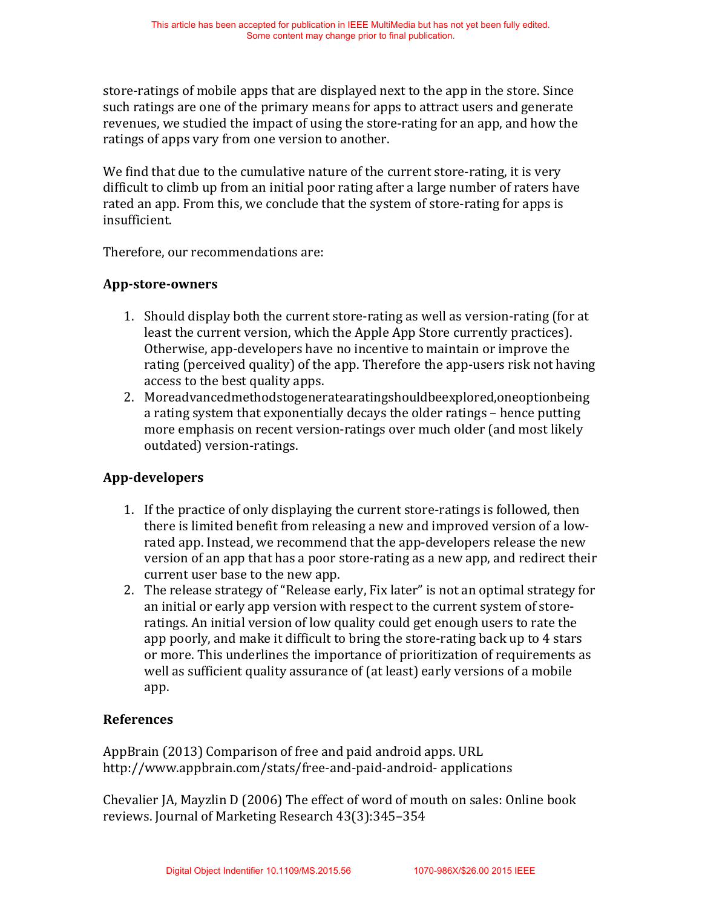store-ratings of mobile apps that are displayed next to the app in the store. Since such ratings are one of the primary means for apps to attract users and generate revenues, we studied the impact of using the store-rating for an app, and how the ratings of apps vary from one version to another.

We find that due to the cumulative nature of the current store-rating, it is very difficult to climb up from an initial poor rating after a large number of raters have rated an app. From this, we conclude that the system of store-rating for apps is insufficient.

Therefore, our recommendations are:

### App-store-owners

1. Should display both the current store-rating as well as version-rating (for at least the current version, which the Apple App Store currently practices). Otherwise, app-developers have no incentive to maintain or improve the rating (perceived quality) of the app. Therefore the app-users risk not having access to the best quality apps.
2. Moreadvancedmethodstogeneratearatingshouldbeexplored,oneoptionbeing a rating system that exponentially decays the older ratings – hence putting more emphasis on recent version-ratings over much older (and most likely outdated) version-ratings.

### App-developers

1. If the practice of only displaying the current store-ratings is followed, then there is limited benefit from releasing a new and improved version of a low-rated app. Instead, we recommend that the app-developers release the new version of an app that has a poor store-rating as a new app, and redirect their current user base to the new app.
2. The release strategy of "Release early, Fix later" is not an optimal strategy for an initial or early app version with respect to the current system of store-ratings. An initial version of low quality could get enough users to rate the app poorly, and make it difficult to bring the store-rating back up to 4 stars or more. This underlines the importance of prioritization of requirements as well as sufficient quality assurance of (at least) early versions of a mobile app.

### References

AppBrain (2013) Comparison of free and paid android apps. URL http://www.appbrain.com/stats/free-and-paid-android- applications

Chevalier JA, Mayzlin D (2006) The effect of word of mouth on sales: Online book reviews. Journal of Marketing Research 43(3):345–354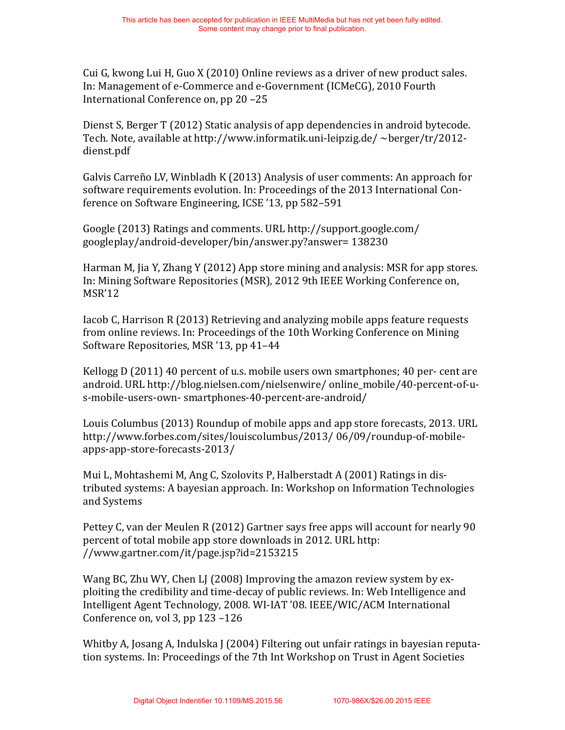Cui G, kwong Lui H, Guo X (2010) Online reviews as a driver of new product sales. In: Management of e-Commerce and e-Government (ICMeCG), 2010 Fourth International Conference on, pp 20 –25

Dienst S, Berger T (2012) Static analysis of app dependencies in android bytecode. Tech. Note, available at http://www.informatik.uni-leipzig.de/ ~berger/tr/2012-dienst.pdf

Galvis Carreño LV, Winbladh K (2013) Analysis of user comments: An approach for software requirements evolution. In: Proceedings of the 2013 International Conference on Software Engineering, ICSE '13, pp 582–591

Google (2013) Ratings and comments. URL http://support.google.com/ googleplay/android-developer/bin/answer.py?answer= 138230

Harman M, Jia Y, Zhang Y (2012) App store mining and analysis: MSR for app stores. In: Mining Software Repositories (MSR), 2012 9th IEEE Working Conference on, MSR'12

Iacob C, Harrison R (2013) Retrieving and analyzing mobile apps feature requests from online reviews. In: Proceedings of the 10th Working Conference on Mining Software Repositories, MSR '13, pp 41–44

Kellogg D (2011) 40 percent of u.s. mobile users own smartphones; 40 per- cent are android. URL http://blog.nielsen.com/nielsenwire/ online_mobile/40-percent-of-u-s-mobile-users-own- smartphones-40-percent-are-android/

Louis Columbus (2013) Roundup of mobile apps and app store forecasts, 2013. URL http://www.forbes.com/sites/louiscolumbus/2013/ 06/09/roundup-of-mobile-apps-app-store-forecasts-2013/

Mui L, Mohtashemi M, Ang C, Szolovits P, Halberstadt A (2001) Ratings in distributed systems: A bayesian approach. In: Workshop on Information Technologies and Systems

Pettey C, van der Meulen R (2012) Gartner says free apps will account for nearly 90 percent of total mobile app store downloads in 2012. URL http: //www.gartner.com/it/page.jsp?id=2153215

Wang BC, Zhu WY, Chen LJ (2008) Improving the amazon review system by exploiting the credibility and time-decay of public reviews. In: Web Intelligence and Intelligent Agent Technology, 2008. WI-IAT '08. IEEE/WIC/ACM International Conference on, vol 3, pp 123 –126

Whitby A, Josang A, Indulska J (2004) Filtering out unfair ratings in bayesian reputation systems. In: Proceedings of the 7th Int Workshop on Trust in Agent Societies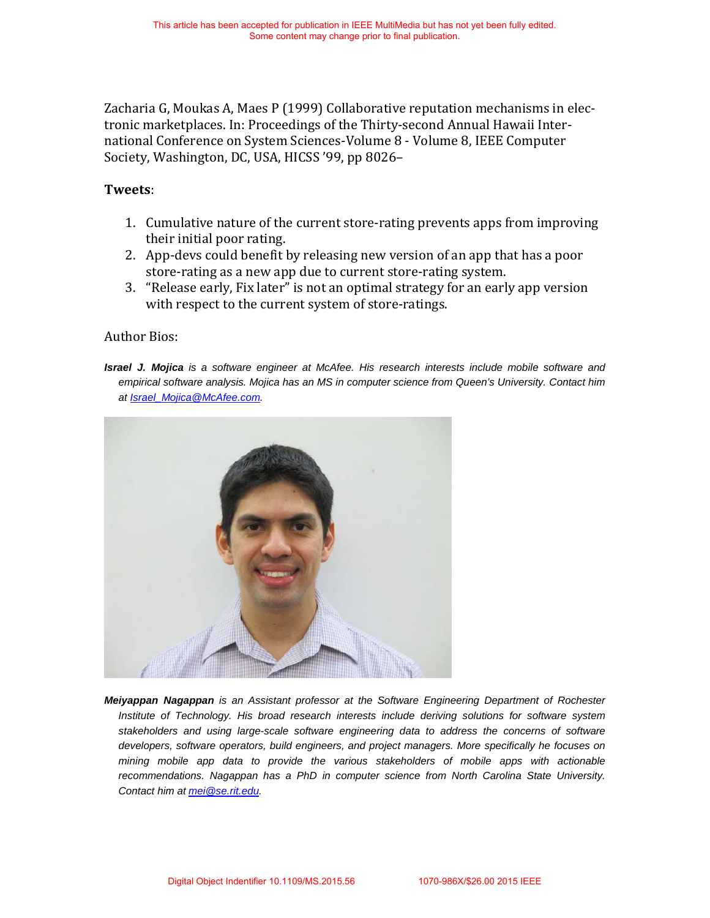Zacharia G, Moukas A, Maes P (1999) Collaborative reputation mechanisms in electronic marketplaces. In: Proceedings of the Thirty-second Annual Hawaii International Conference on System Sciences-Volume 8 - Volume 8, IEEE Computer Society, Washington, DC, USA, HICSS '99, pp 8026–

**Tweets**:

1. Cumulative nature of the current store-rating prevents apps from improving their initial poor rating.
2. App-devs could benefit by releasing new version of an app that has a poor store-rating as a new app due to current store-rating system.
3. "Release early, Fix later" is not an optimal strategy for an early app version with respect to the current system of store-ratings.

Author Bios:

***Israel J. Mojica*** *is a software engineer at McAfee. His research interests include mobile software and empirical software analysis. Mojica has an MS in computer science from Queen's University. Contact him at [Israel_Mojica@McAfee.com](mailto:Israel_Mojica@McAfee.com).*

***Meiyappan Nagappan*** *is an Assistant professor at the Software Engineering Department of Rochester Institute of Technology. His broad research interests include deriving solutions for software system stakeholders and using large-scale software engineering data to address the concerns of software developers, software operators, build engineers, and project managers. More specifically he focuses on mining mobile app data to provide the various stakeholders of mobile apps with actionable recommendations. Nagappan has a PhD in computer science from North Carolina State University. Contact him at [mei@se.rit.edu](mailto:mei@se.rit.edu).*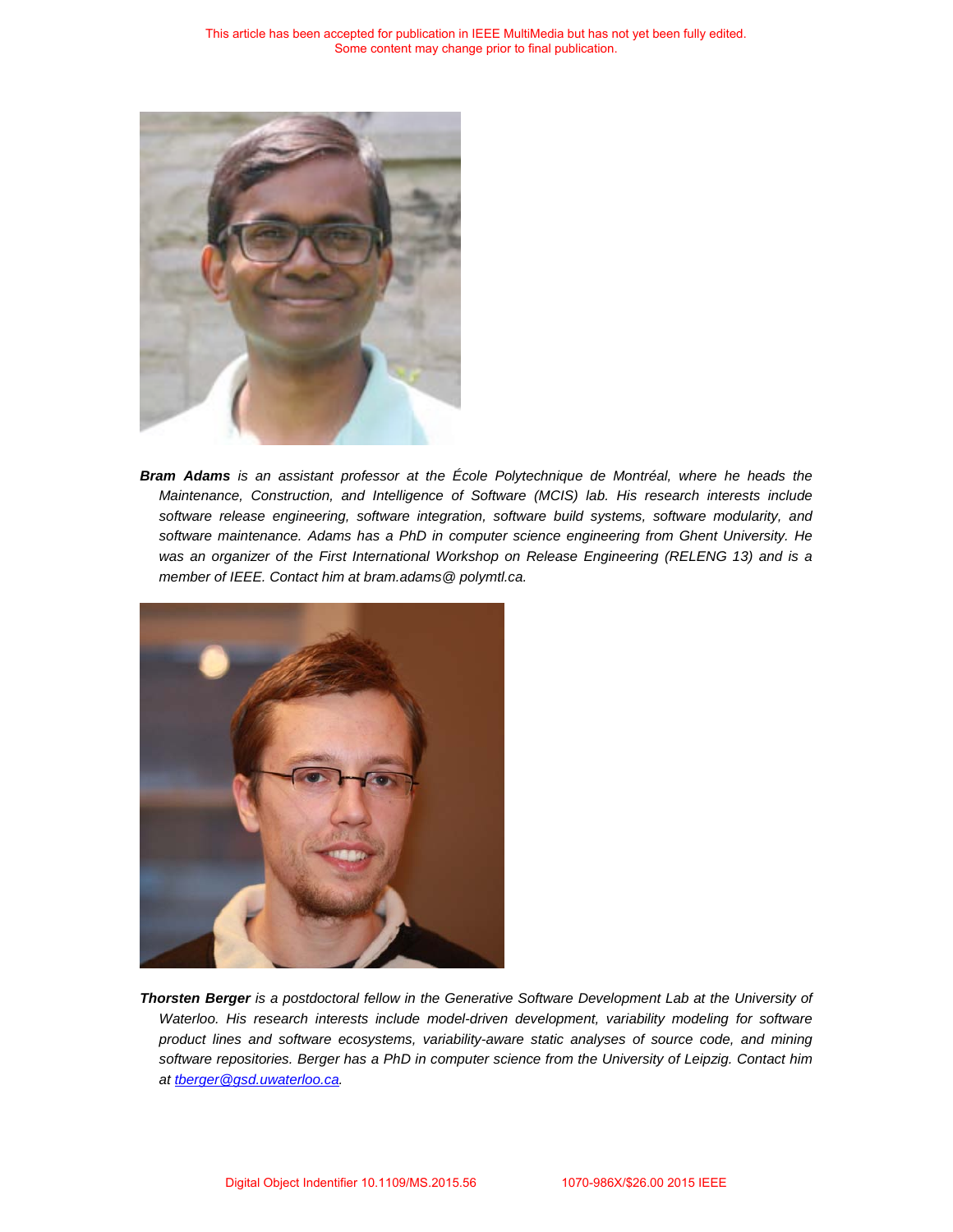***Bram Adams*** *is an assistant professor at the École Polytechnique de Montréal, where he heads the Maintenance, Construction, and Intelligence of Software (MCIS) lab. His research interests include software release engineering, software integration, software build systems, software modularity, and software maintenance. Adams has a PhD in computer science engineering from Ghent University. He was an organizer of the First International Workshop on Release Engineering (RELENG 13) and is a member of IEEE. Contact him at bram.adams@ polymtl.ca.*

***Thorsten Berger*** *is a postdoctoral fellow in the Generative Software Development Lab at the University of Waterloo. His research interests include model-driven development, variability modeling for software product lines and software ecosystems, variability-aware static analyses of source code, and mining software repositories. Berger has a PhD in computer science from the University of Leipzig. Contact him at [tberger@gsd.uwaterloo.ca](mailto:tberger@gsd.uwaterloo.ca).*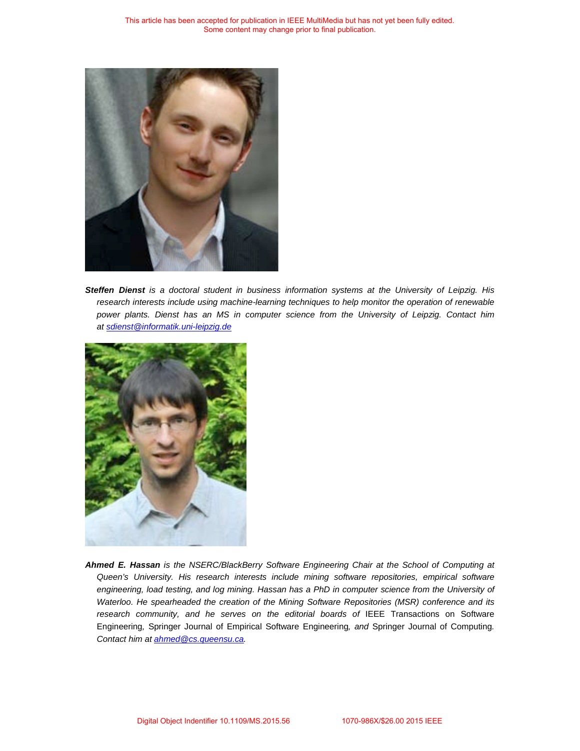***Steffen Dienst*** *is a doctoral student in business information systems at the University of Leipzig. His research interests include using machine-learning techniques to help monitor the operation of renewable power plants. Dienst has an MS in computer science from the University of Leipzig. Contact him at [sdienst@informatik.uni-leipzig.de](mailto:sdienst@informatik.uni-leipzig.de)*

***Ahmed E. Hassan*** *is the NSERC/BlackBerry Software Engineering Chair at the School of Computing at Queen's University. His research interests include mining software repositories, empirical software engineering, load testing, and log mining. Hassan has a PhD in computer science from the University of Waterloo. He spearheaded the creation of the Mining Software Repositories (MSR) conference and its research community, and he serves on the editorial boards of* IEEE Transactions on Software Engineering*,* Springer Journal of Empirical Software Engineering*, and* Springer Journal of Computing*. Contact him at [ahmed@cs.queensu.ca](mailto:ahmed@cs.queensu.ca).*